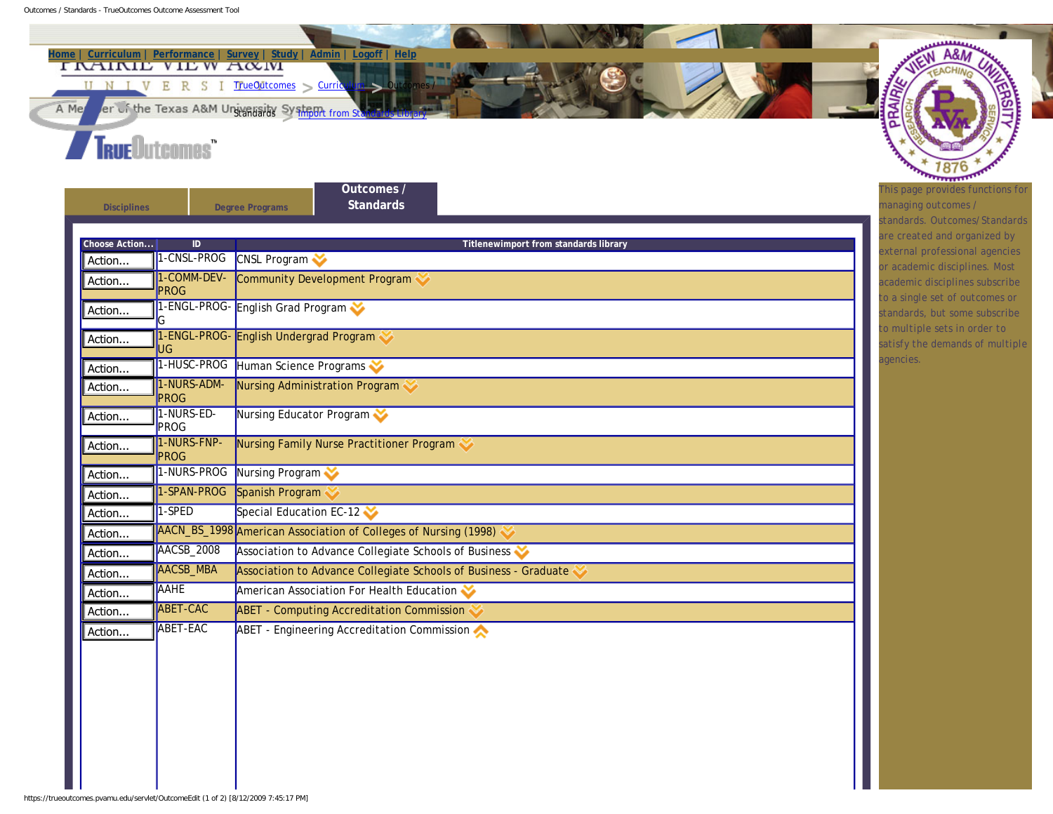Home | Curriculum | Performance | Survey | Study | Admin | Logoff | Help

TrueOutcomes > Curriculum > Outcomes / Standards > Import from Standards Library

Disciplines | Degree Programs | **Outcomes / Standards**

| Choose Action... | ID | Titlenewimport from standards library |
|---|---|---|
| Action... | 1-CNSL-PROG | CNSL Program |
| Action... | 1-COMM-DEV-PROG | Community Development Program |
| Action... | 1-ENGL-PROG-G | English Grad Program |
| Action... | 1-ENGL-PROG-UG | English Undergrad Program |
| Action... | 1-HUSC-PROG | Human Science Programs |
| Action... | 1-NURS-ADM-PROG | Nursing Administration Program |
| Action... | 1-NURS-ED-PROG | Nursing Educator Program |
| Action... | 1-NURS-FNP-PROG | Nursing Family Nurse Practitioner Program |
| Action... | 1-NURS-PROG | Nursing Program |
| Action... | 1-SPAN-PROG | Spanish Program |
| Action... | 1-SPED | Special Education EC-12 |
| Action... | AACN_BS_1998 | American Association of Colleges of Nursing (1998) |
| Action... | AACSB_2008 | Association to Advance Collegiate Schools of Business |
| Action... | AACSB_MBA | Association to Advance Collegiate Schools of Business - Graduate |
| Action... | AAHE | American Association For Health Education |
| Action... | ABET-CAC | ABET - Computing Accreditation Commission |
| Action... | ABET-EAC | ABET - Engineering Accreditation Commission |

This page provides functions for managing outcomes / standards. Outcomes/Standards are created and organized by external professional agencies or academic disciplines. Most academic disciplines subscribe to a single set of outcomes or standards, but some subscribe to multiple sets in order to satisfy the demands of multiple agencies.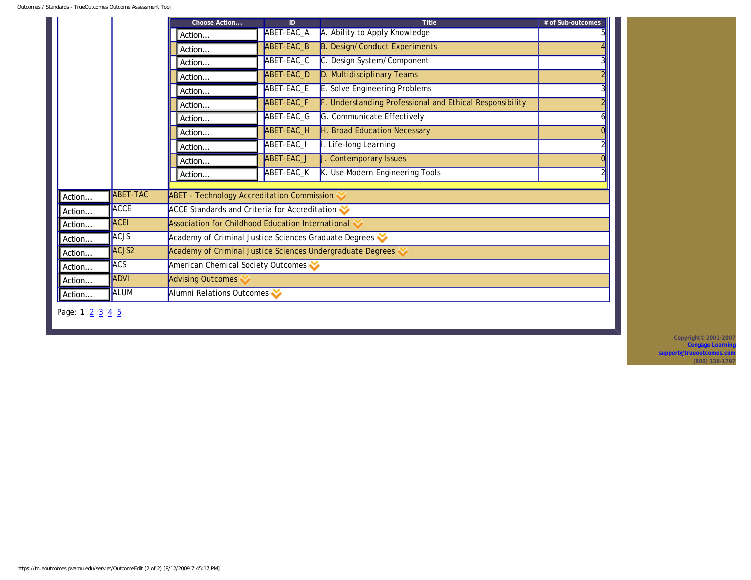| Choose Action... | ID | Title | # of Sub-outcomes |
|---|---|---|---|
| Action... | ABET-EAC_A | A. Ability to Apply Knowledge | 5 |
| Action... | ABET-EAC_B | B. Design/ Conduct Experiments | 4 |
| Action... | ABET-EAC_C | C. Design System/ Component | 3 |
| Action... | ABET-EAC_D | D. Multidisciplinary Teams | 2 |
| Action... | ABET-EAC_E | E. Solve Engineering Problems | 3 |
| Action... | ABET-EAC_F | F. Understanding Professional and Ethical Responsibility | 2 |
| Action... | ABET-EAC_G | G. Communicate Effectively | 6 |
| Action... | ABET-EAC_H | H. Broad Education Necessary | 0 |
| Action... | ABET-EAC_I | I. Life-long Learning | 2 |
| Action... | ABET-EAC_J | J. Contemporary Issues | 0 |
| Action... | ABET-EAC_K | K. Use Modern Engineering Tools | 2 |

| | | |
|---|---|---|
| Action... | ABET-TAC | ABET - Technology Accreditation Commission |
| Action... | ACCE | ACCE Standards and Criteria for Accreditation |
| Action... | ACEI | Association for Childhood Education International |
| Action... | ACJS | Academy of Criminal Justice Sciences Graduate Degrees |
| Action... | ACJS2 | Academy of Criminal Justice Sciences Undergraduate Degrees |
| Action... | ACS | American Chemical Society Outcomes |
| Action... | ADVI | Advising Outcomes |
| Action... | ALUM | Alumni Relations Outcomes |

Page: **1** 2 3 4 5

Copyright© 2001-2007
Cengage Learning
support@trueoutcomes.com
(800) 338-1797